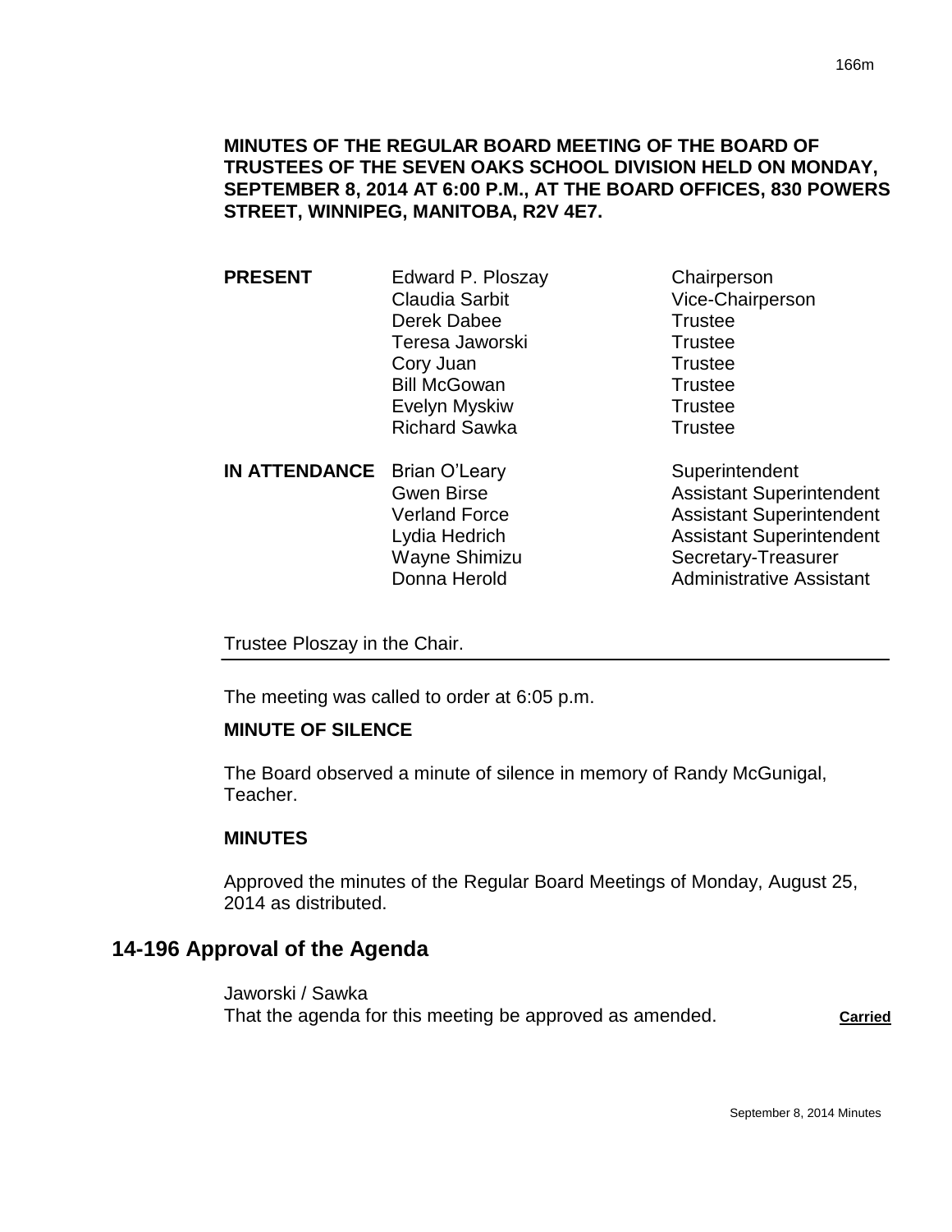**MINUTES OF THE REGULAR BOARD MEETING OF THE BOARD OF TRUSTEES OF THE SEVEN OAKS SCHOOL DIVISION HELD ON MONDAY, SEPTEMBER 8, 2014 AT 6:00 P.M., AT THE BOARD OFFICES, 830 POWERS STREET, WINNIPEG, MANITOBA, R2V 4E7.**

| | | |
|---|---|---|
| **PRESENT** | Edward P. Ploszay | Chairperson |
| | Claudia Sarbit | Vice-Chairperson |
| | Derek Dabee | Trustee |
| | Teresa Jaworski | Trustee |
| | Cory Juan | Trustee |
| | Bill McGowan | Trustee |
| | Evelyn Myskiw | Trustee |
| | Richard Sawka | Trustee |
| **IN ATTENDANCE** | Brian O'Leary | Superintendent |
| | Gwen Birse | Assistant Superintendent |
| | Verland Force | Assistant Superintendent |
| | Lydia Hedrich | Assistant Superintendent |
| | Wayne Shimizu | Secretary-Treasurer |
| | Donna Herold | Administrative Assistant |

Trustee Ploszay in the Chair.

---

The meeting was called to order at 6:05 p.m.

**MINUTE OF SILENCE**

The Board observed a minute of silence in memory of Randy McGunigal, Teacher.

**MINUTES**

Approved the minutes of the Regular Board Meetings of Monday, August 25, 2014 as distributed.

## 14-196 Approval of the Agenda

Jaworski / Sawka
That the agenda for this meeting be approved as amended. **Carried**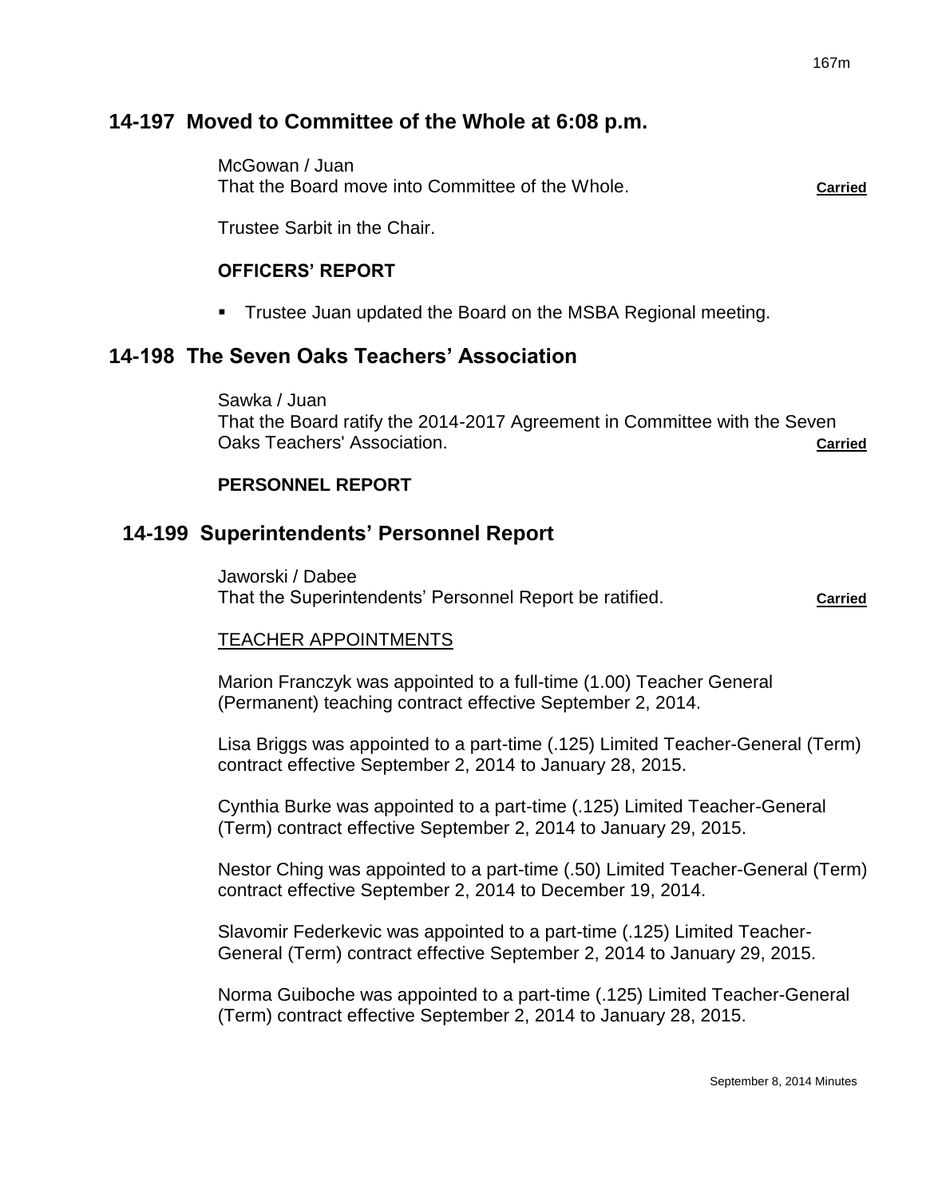## 14-197 Moved to Committee of the Whole at 6:08 p.m.

McGowan / Juan
That the Board move into Committee of the Whole. **Carried**

Trustee Sarbit in the Chair.

**OFFICERS' REPORT**

- Trustee Juan updated the Board on the MSBA Regional meeting.

## 14-198 The Seven Oaks Teachers' Association

Sawka / Juan
That the Board ratify the 2014-2017 Agreement in Committee with the Seven Oaks Teachers' Association. **Carried**

**PERSONNEL REPORT**

## 14-199 Superintendents' Personnel Report

Jaworski / Dabee
That the Superintendents' Personnel Report be ratified. **Carried**

TEACHER APPOINTMENTS

Marion Franczyk was appointed to a full-time (1.00) Teacher General (Permanent) teaching contract effective September 2, 2014.

Lisa Briggs was appointed to a part-time (.125) Limited Teacher-General (Term) contract effective September 2, 2014 to January 28, 2015.

Cynthia Burke was appointed to a part-time (.125) Limited Teacher-General (Term) contract effective September 2, 2014 to January 29, 2015.

Nestor Ching was appointed to a part-time (.50) Limited Teacher-General (Term) contract effective September 2, 2014 to December 19, 2014.

Slavomir Federkevic was appointed to a part-time (.125) Limited Teacher-General (Term) contract effective September 2, 2014 to January 29, 2015.

Norma Guiboche was appointed to a part-time (.125) Limited Teacher-General (Term) contract effective September 2, 2014 to January 28, 2015.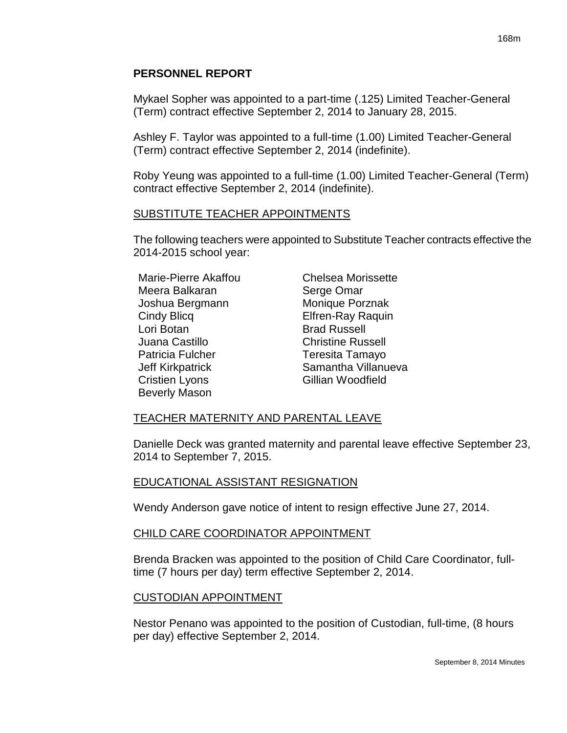## PERSONNEL REPORT

Mykael Sopher was appointed to a part-time (.125) Limited Teacher-General (Term) contract effective September 2, 2014 to January 28, 2015.

Ashley F. Taylor was appointed to a full-time (1.00) Limited Teacher-General (Term) contract effective September 2, 2014 (indefinite).

Roby Yeung was appointed to a full-time (1.00) Limited Teacher-General (Term) contract effective September 2, 2014 (indefinite).

### SUBSTITUTE TEACHER APPOINTMENTS

The following teachers were appointed to Substitute Teacher contracts effective the 2014-2015 school year:

- Marie-Pierre Akaffou
- Meera Balkaran
- Joshua Bergmann
- Cindy Blicq
- Lori Botan
- Juana Castillo
- Patricia Fulcher
- Jeff Kirkpatrick
- Cristien Lyons
- Beverly Mason
- Chelsea Morissette
- Serge Omar
- Monique Porznak
- Elfren-Ray Raquin
- Brad Russell
- Christine Russell
- Teresita Tamayo
- Samantha Villanueva
- Gillian Woodfield

### TEACHER MATERNITY AND PARENTAL LEAVE

Danielle Deck was granted maternity and parental leave effective September 23, 2014 to September 7, 2015.

### EDUCATIONAL ASSISTANT RESIGNATION

Wendy Anderson gave notice of intent to resign effective June 27, 2014.

### CHILD CARE COORDINATOR APPOINTMENT

Brenda Bracken was appointed to the position of Child Care Coordinator, full-time (7 hours per day) term effective September 2, 2014.

### CUSTODIAN APPOINTMENT

Nestor Penano was appointed to the position of Custodian, full-time, (8 hours per day) effective September 2, 2014.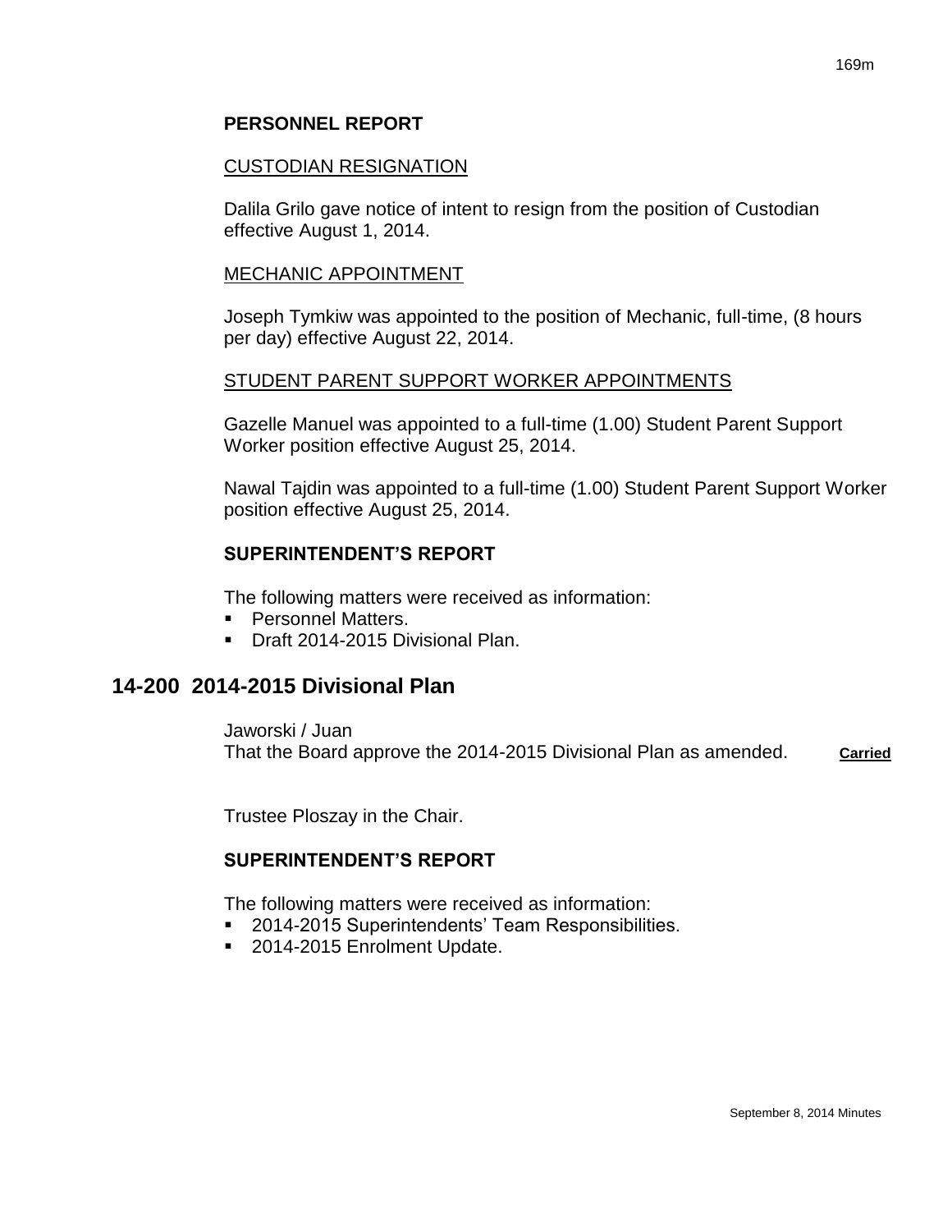**PERSONNEL REPORT**

CUSTODIAN RESIGNATION

Dalila Grilo gave notice of intent to resign from the position of Custodian effective August 1, 2014.

MECHANIC APPOINTMENT

Joseph Tymkiw was appointed to the position of Mechanic, full-time, (8 hours per day) effective August 22, 2014.

STUDENT PARENT SUPPORT WORKER APPOINTMENTS

Gazelle Manuel was appointed to a full-time (1.00) Student Parent Support Worker position effective August 25, 2014.

Nawal Tajdin was appointed to a full-time (1.00) Student Parent Support Worker position effective August 25, 2014.

**SUPERINTENDENT'S REPORT**

The following matters were received as information:

- Personnel Matters.
- Draft 2014-2015 Divisional Plan.

## 14-200 2014-2015 Divisional Plan

Jaworski / Juan
That the Board approve the 2014-2015 Divisional Plan as amended. **Carried**

Trustee Ploszay in the Chair.

**SUPERINTENDENT'S REPORT**

The following matters were received as information:

- 2014-2015 Superintendents' Team Responsibilities.
- 2014-2015 Enrolment Update.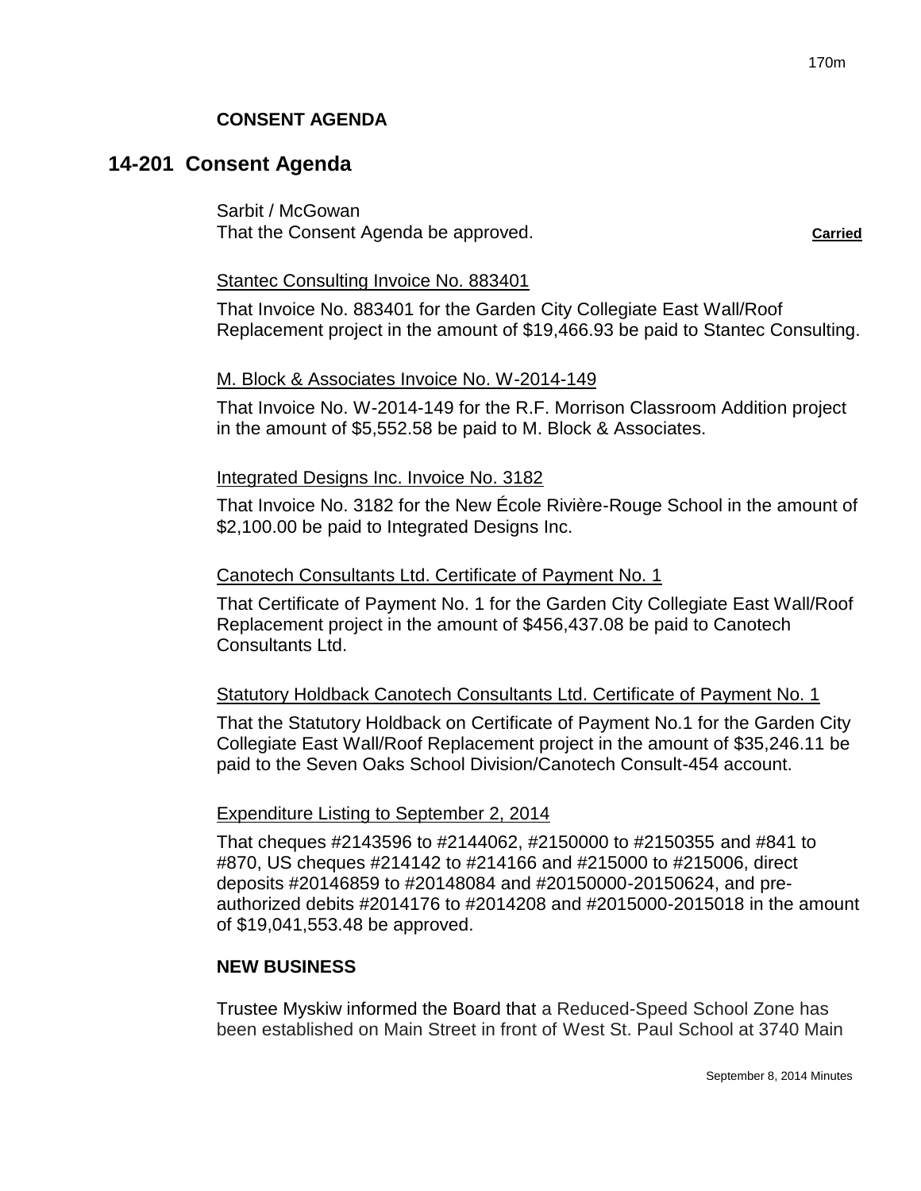**CONSENT AGENDA**

## 14-201 Consent Agenda

Sarbit / McGowan
That the Consent Agenda be approved. **Carried**

Stantec Consulting Invoice No. 883401

That Invoice No. 883401 for the Garden City Collegiate East Wall/Roof Replacement project in the amount of $19,466.93 be paid to Stantec Consulting.

M. Block & Associates Invoice No. W-2014-149

That Invoice No. W-2014-149 for the R.F. Morrison Classroom Addition project in the amount of $5,552.58 be paid to M. Block & Associates.

Integrated Designs Inc. Invoice No. 3182

That Invoice No. 3182 for the New École Rivière-Rouge School in the amount of $2,100.00 be paid to Integrated Designs Inc.

Canotech Consultants Ltd. Certificate of Payment No. 1

That Certificate of Payment No. 1 for the Garden City Collegiate East Wall/Roof Replacement project in the amount of $456,437.08 be paid to Canotech Consultants Ltd.

Statutory Holdback Canotech Consultants Ltd. Certificate of Payment No. 1

That the Statutory Holdback on Certificate of Payment No.1 for the Garden City Collegiate East Wall/Roof Replacement project in the amount of $35,246.11 be paid to the Seven Oaks School Division/Canotech Consult-454 account.

Expenditure Listing to September 2, 2014

That cheques #2143596 to #2144062, #2150000 to #2150355 and #841 to #870, US cheques #214142 to #214166 and #215000 to #215006, direct deposits #20146859 to #20148084 and #20150000-20150624, and pre-authorized debits #2014176 to #2014208 and #2015000-2015018 in the amount of $19,041,553.48 be approved.

**NEW BUSINESS**

Trustee Myskiw informed the Board that a Reduced-Speed School Zone has been established on Main Street in front of West St. Paul School at 3740 Main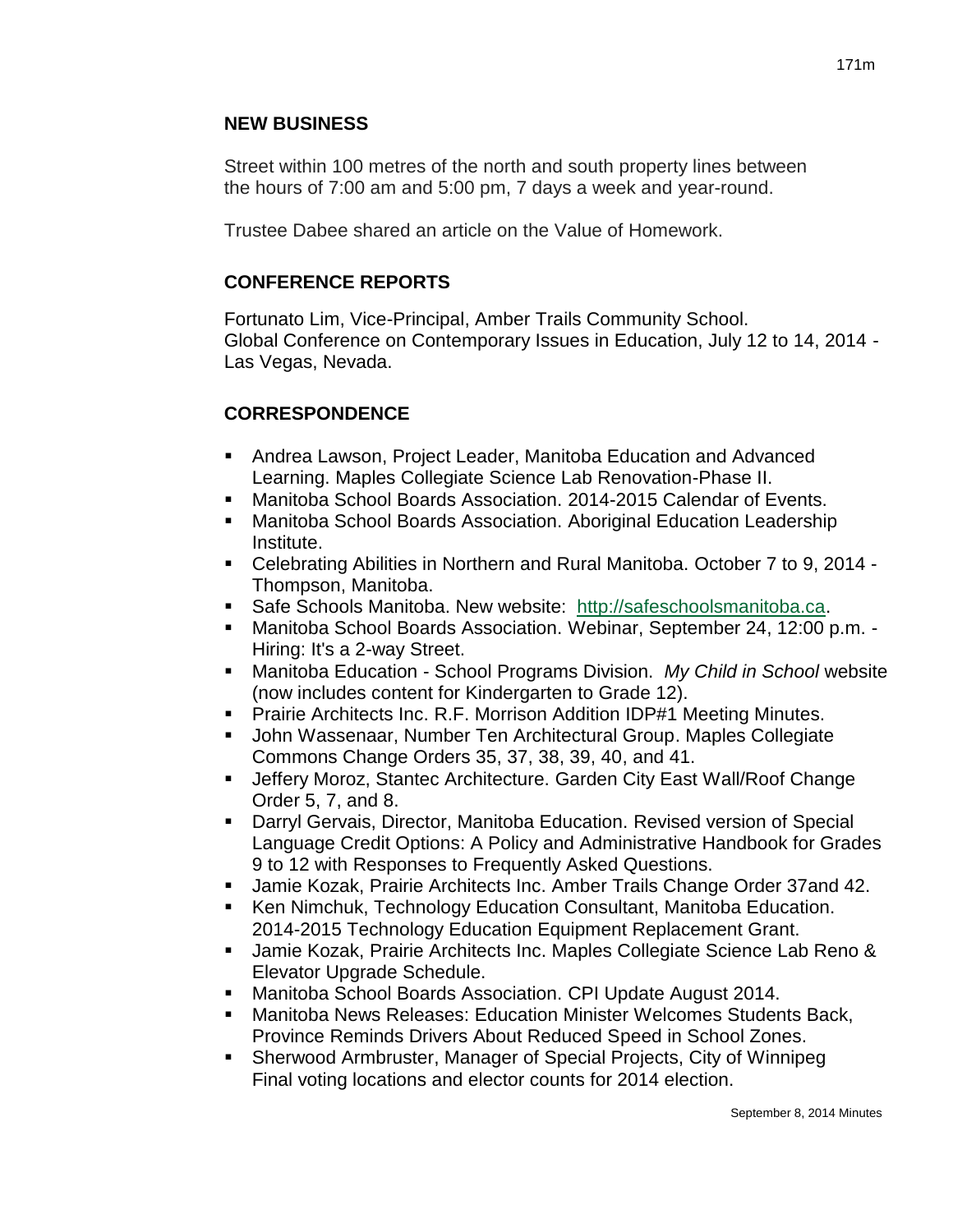## NEW BUSINESS

Street within 100 metres of the north and south property lines between the hours of 7:00 am and 5:00 pm, 7 days a week and year-round.

Trustee Dabee shared an article on the Value of Homework.

## CONFERENCE REPORTS

Fortunato Lim, Vice-Principal, Amber Trails Community School.
Global Conference on Contemporary Issues in Education, July 12 to 14, 2014 - Las Vegas, Nevada.

## CORRESPONDENCE

- Andrea Lawson, Project Leader, Manitoba Education and Advanced Learning. Maples Collegiate Science Lab Renovation-Phase II.
- Manitoba School Boards Association. 2014-2015 Calendar of Events.
- Manitoba School Boards Association. Aboriginal Education Leadership Institute.
- Celebrating Abilities in Northern and Rural Manitoba. October 7 to 9, 2014 - Thompson, Manitoba.
- Safe Schools Manitoba. New website: http://safeschoolsmanitoba.ca.
- Manitoba School Boards Association. Webinar, September 24, 12:00 p.m. - Hiring: It's a 2-way Street.
- Manitoba Education - School Programs Division. *My Child in School* website (now includes content for Kindergarten to Grade 12).
- Prairie Architects Inc. R.F. Morrison Addition IDP#1 Meeting Minutes.
- John Wassenaar, Number Ten Architectural Group. Maples Collegiate Commons Change Orders 35, 37, 38, 39, 40, and 41.
- Jeffery Moroz, Stantec Architecture. Garden City East Wall/Roof Change Order 5, 7, and 8.
- Darryl Gervais, Director, Manitoba Education. Revised version of Special Language Credit Options: A Policy and Administrative Handbook for Grades 9 to 12 with Responses to Frequently Asked Questions.
- Jamie Kozak, Prairie Architects Inc. Amber Trails Change Order 37and 42.
- Ken Nimchuk, Technology Education Consultant, Manitoba Education. 2014-2015 Technology Education Equipment Replacement Grant.
- Jamie Kozak, Prairie Architects Inc. Maples Collegiate Science Lab Reno & Elevator Upgrade Schedule.
- Manitoba School Boards Association. CPI Update August 2014.
- Manitoba News Releases: Education Minister Welcomes Students Back, Province Reminds Drivers About Reduced Speed in School Zones.
- Sherwood Armbruster, Manager of Special Projects, City of Winnipeg Final voting locations and elector counts for 2014 election.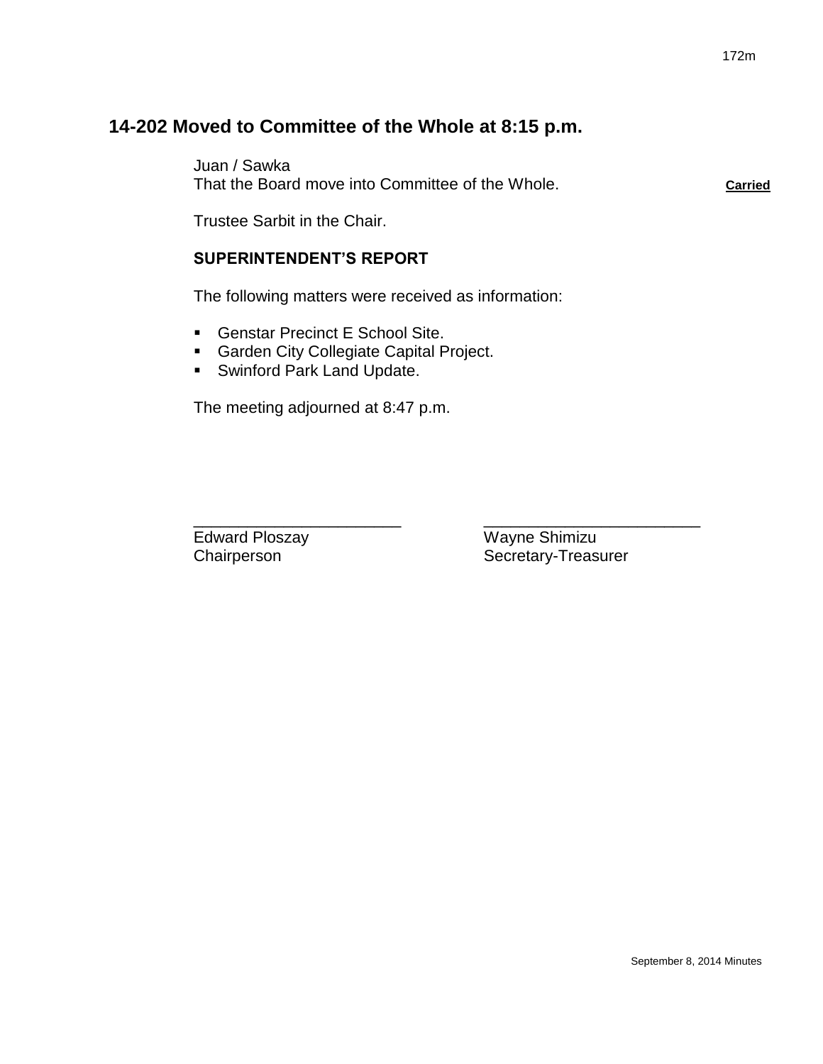## 14-202 Moved to Committee of the Whole at 8:15 p.m.

Juan / Sawka
That the Board move into Committee of the Whole. **Carried**

Trustee Sarbit in the Chair.

**SUPERINTENDENT'S REPORT**

The following matters were received as information:

- Genstar Precinct E School Site.
- Garden City Collegiate Capital Project.
- Swinford Park Land Update.

The meeting adjourned at 8:47 p.m.

\_\_\_\_\_\_\_\_\_\_\_\_\_\_\_\_\_\_\_\_\_\_\_\_
Edward Ploszay
Chairperson

\_\_\_\_\_\_\_\_\_\_\_\_\_\_\_\_\_\_\_\_\_\_\_\_\_
Wayne Shimizu
Secretary-Treasurer